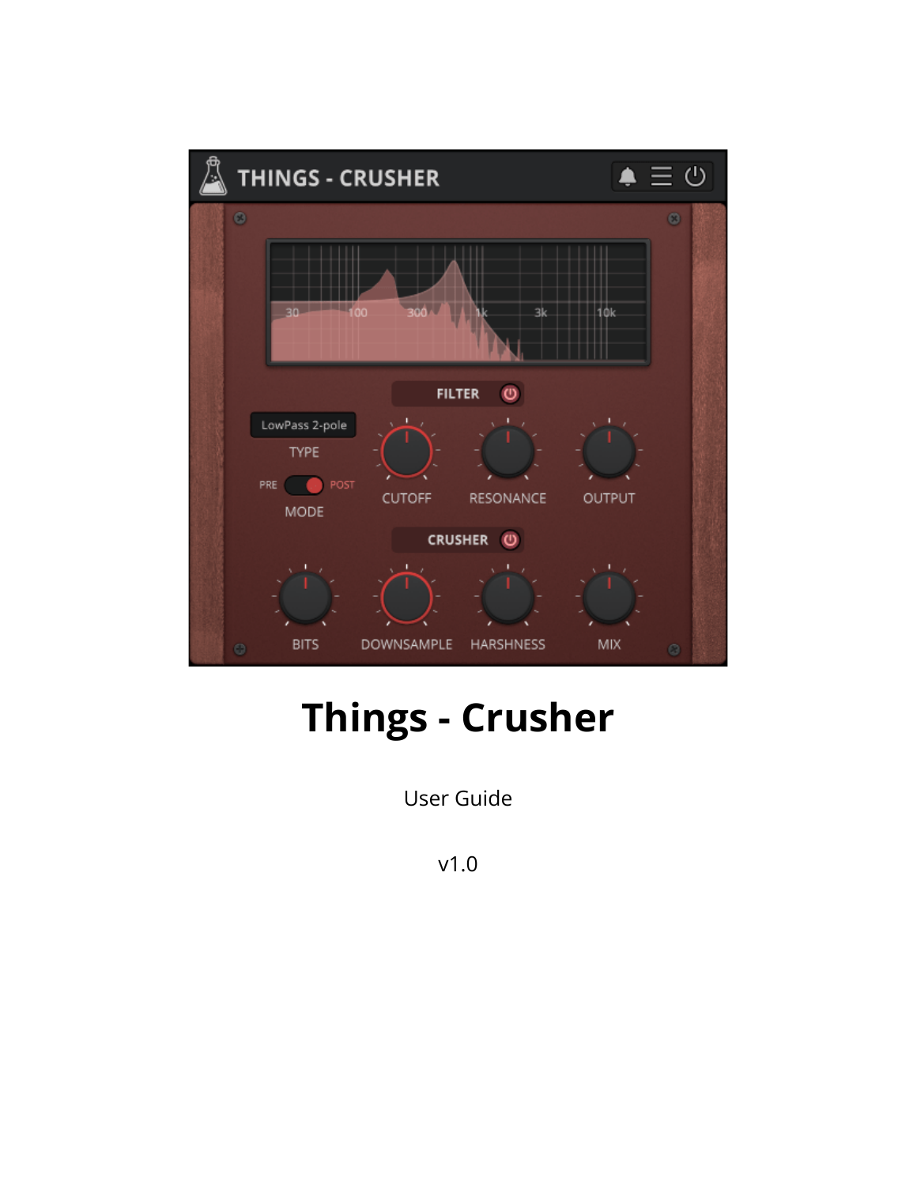# Things - Crusher

User Guide

v1.0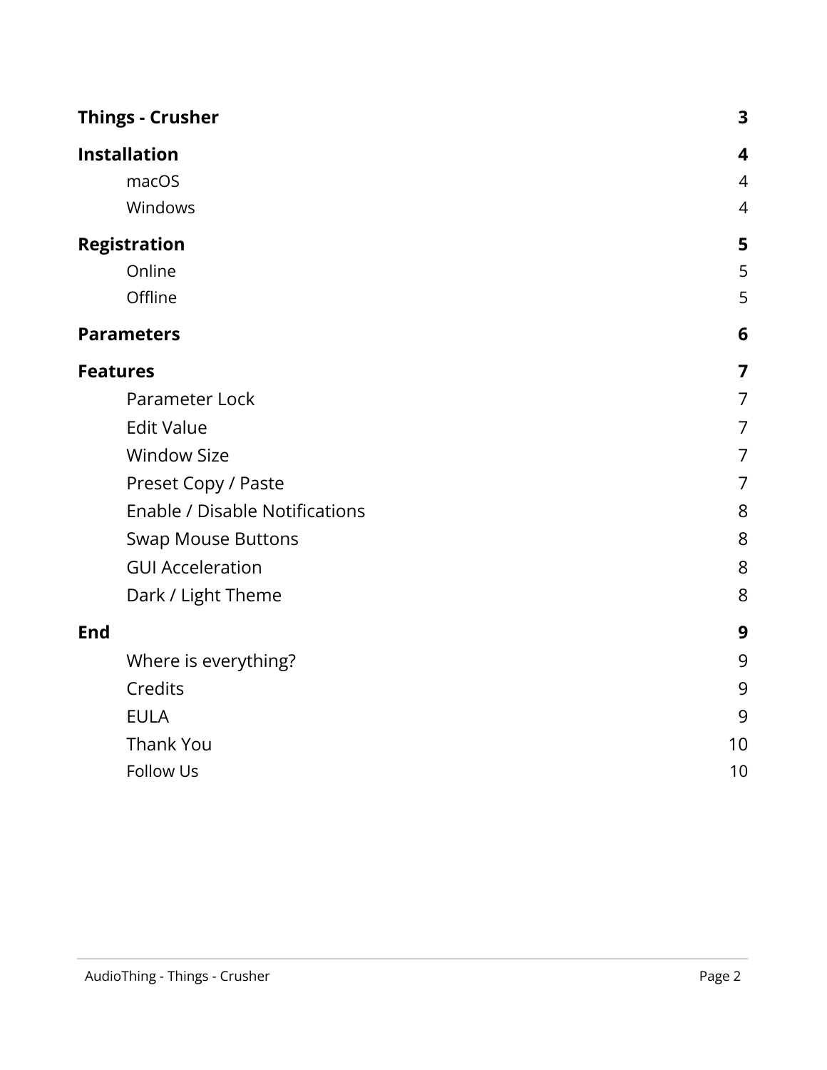**Things - Crusher** 3

**Installation** 4

- macOS 4
- Windows 4

**Registration** 5

- Online 5
- Offline 5

**Parameters** 6

**Features** 7

- Parameter Lock 7
- Edit Value 7
- Window Size 7
- Preset Copy / Paste 7
- Enable / Disable Notifications 8
- Swap Mouse Buttons 8
- GUI Acceleration 8
- Dark / Light Theme 8

**End** 9

- Where is everything? 9
- Credits 9
- EULA 9
- Thank You 10
- Follow Us 10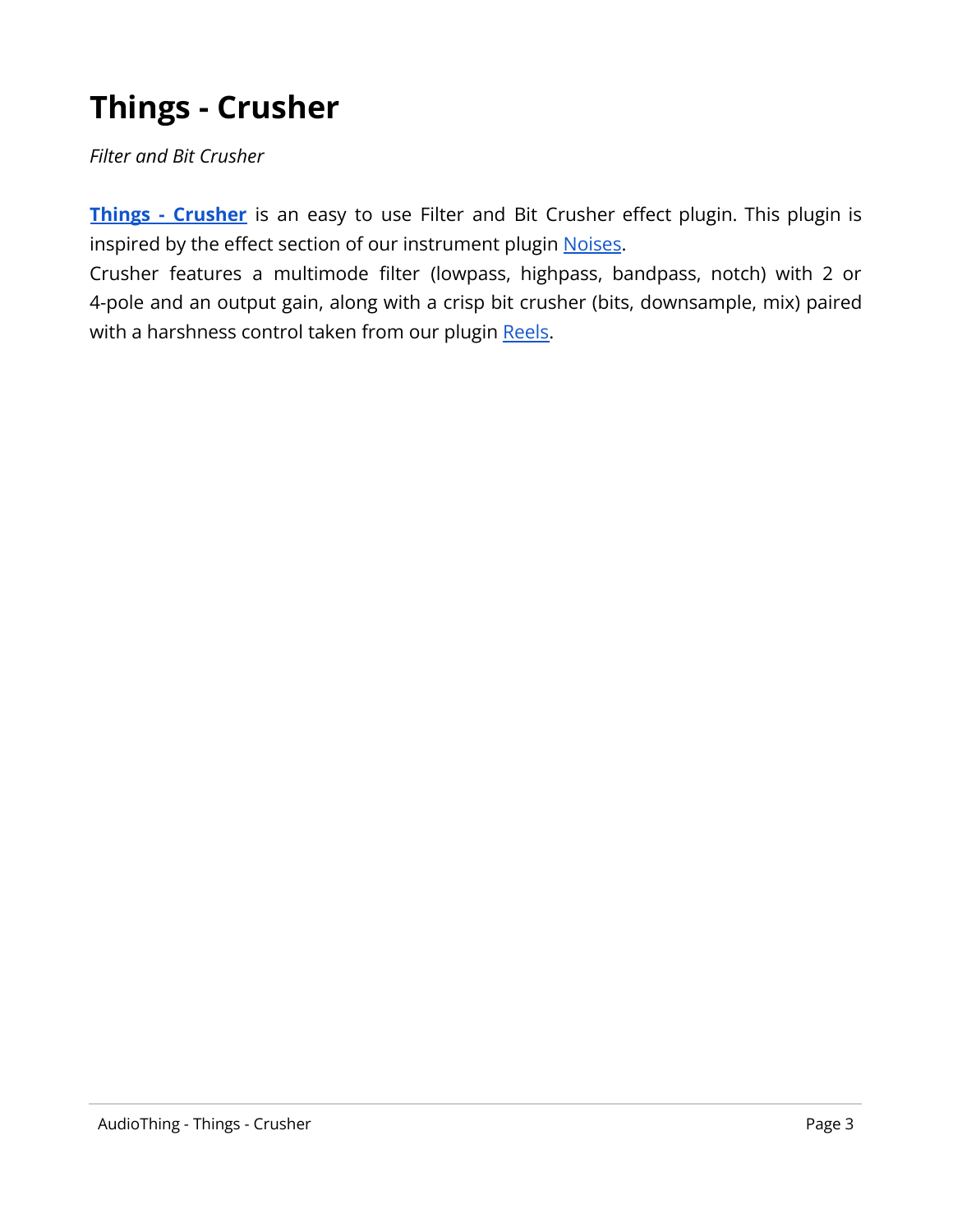# Things - Crusher

*Filter and Bit Crusher*

**Things - Crusher** is an easy to use Filter and Bit Crusher effect plugin. This plugin is inspired by the effect section of our instrument plugin Noises.
Crusher features a multimode filter (lowpass, highpass, bandpass, notch) with 2 or 4-pole and an output gain, along with a crisp bit crusher (bits, downsample, mix) paired with a harshness control taken from our plugin Reels.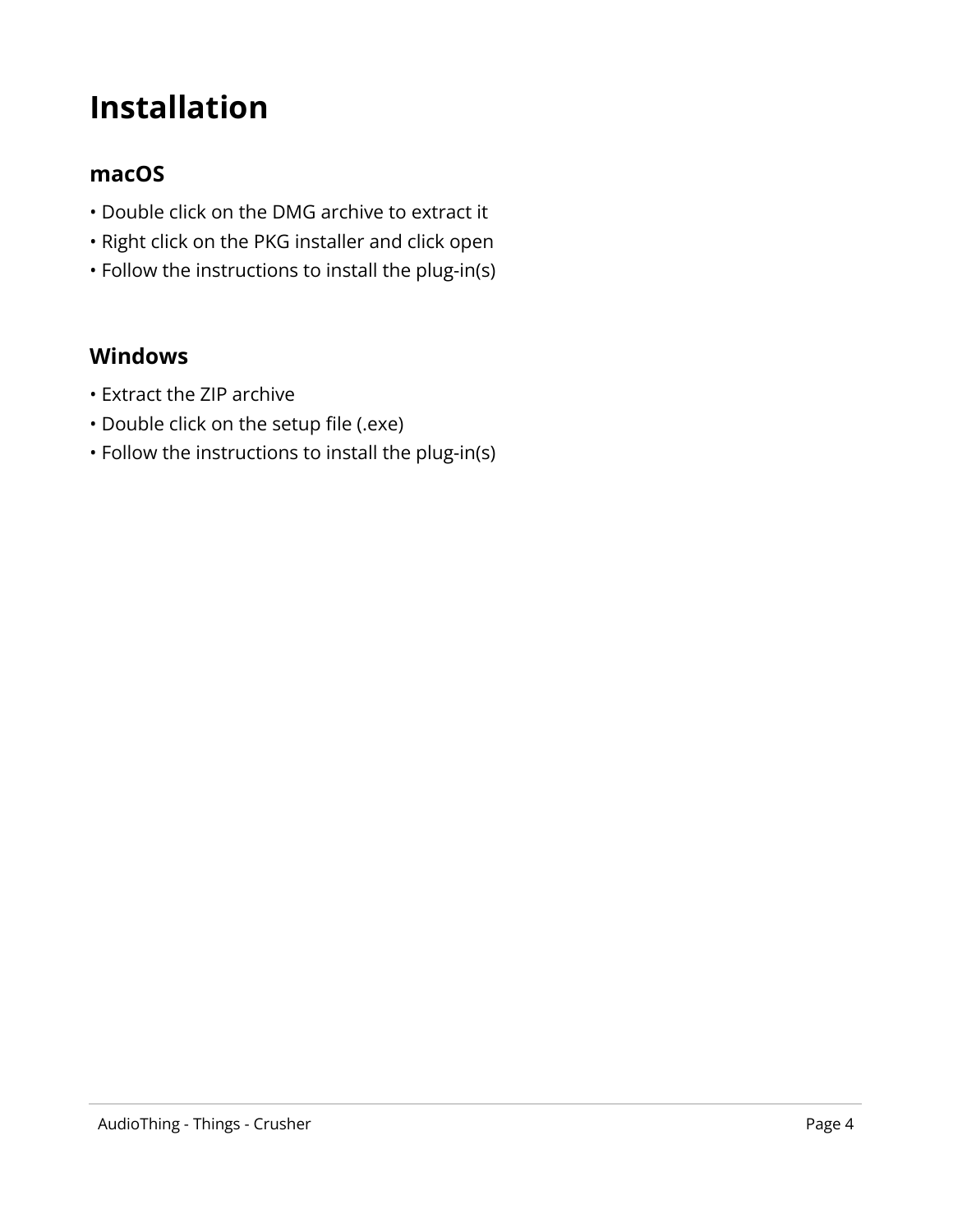# Installation

## macOS

- Double click on the DMG archive to extract it
- Right click on the PKG installer and click open
- Follow the instructions to install the plug-in(s)

## Windows

- Extract the ZIP archive
- Double click on the setup file (.exe)
- Follow the instructions to install the plug-in(s)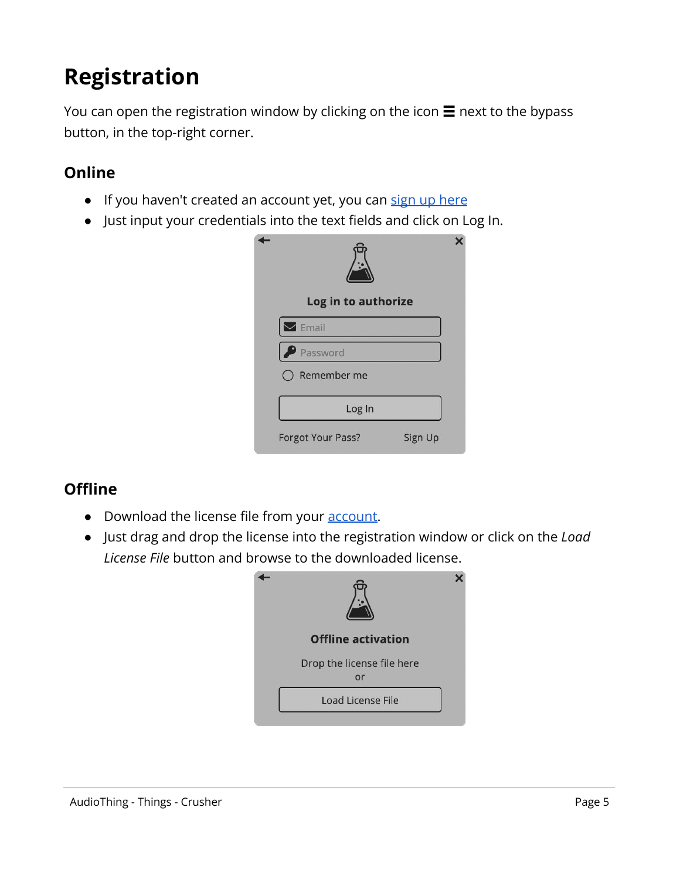# Registration

You can open the registration window by clicking on the icon ☰ next to the bypass button, in the top-right corner.

## Online

- If you haven't created an account yet, you can sign up here
- Just input your credentials into the text fields and click on Log In.

## Offline

- Download the license file from your account.
- Just drag and drop the license into the registration window or click on the *Load License File* button and browse to the downloaded license.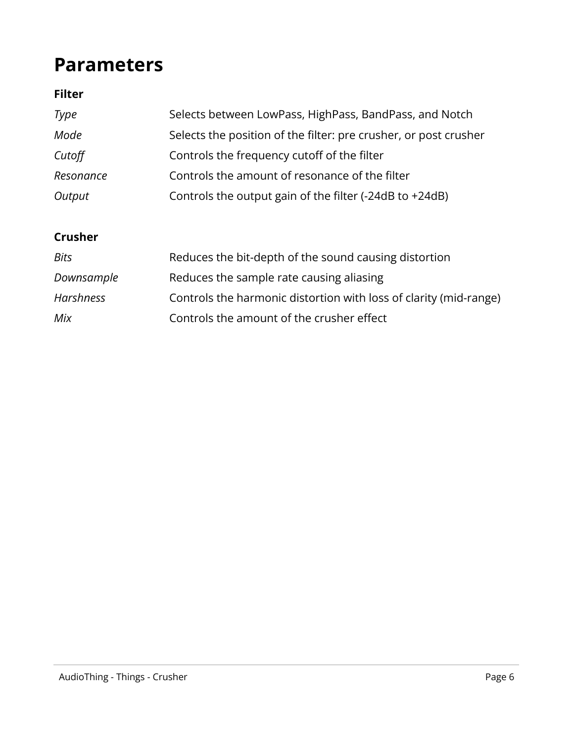# Parameters

**Filter**

| | |
|---|---|
| *Type* | Selects between LowPass, HighPass, BandPass, and Notch |
| *Mode* | Selects the position of the filter: pre crusher, or post crusher |
| *Cutoff* | Controls the frequency cutoff of the filter |
| *Resonance* | Controls the amount of resonance of the filter |
| *Output* | Controls the output gain of the filter (-24dB to +24dB) |

**Crusher**

| | |
|---|---|
| *Bits* | Reduces the bit-depth of the sound causing distortion |
| *Downsample* | Reduces the sample rate causing aliasing |
| *Harshness* | Controls the harmonic distortion with loss of clarity (mid-range) |
| *Mix* | Controls the amount of the crusher effect |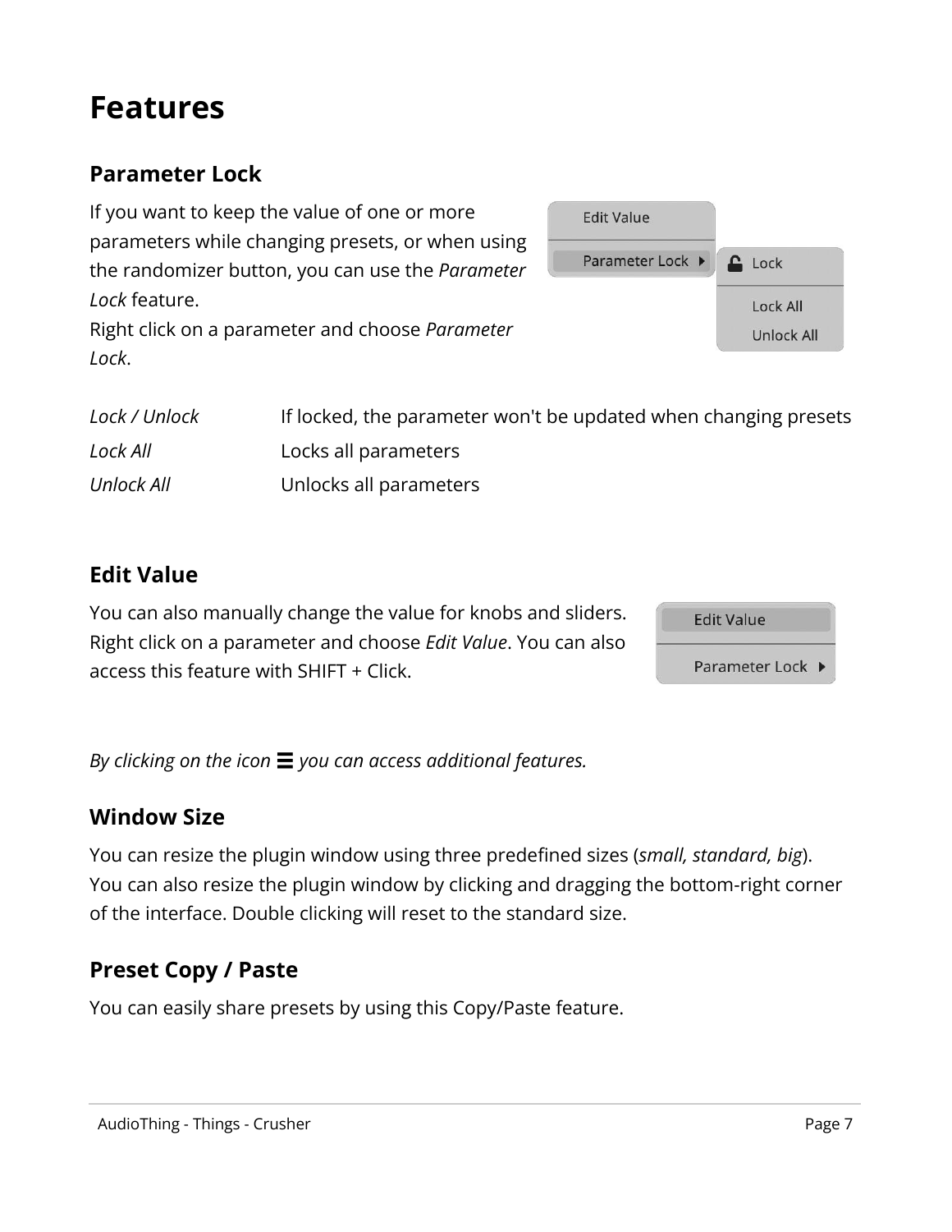# Features

## Parameter Lock

If you want to keep the value of one or more parameters while changing presets, or when using the randomizer button, you can use the *Parameter Lock* feature.
Right click on a parameter and choose *Parameter Lock*.

| | |
|---|---|
| *Lock / Unlock* | If locked, the parameter won't be updated when changing presets |
| *Lock All* | Locks all parameters |
| *Unlock All* | Unlocks all parameters |

## Edit Value

You can also manually change the value for knobs and sliders. Right click on a parameter and choose *Edit Value*. You can also access this feature with SHIFT + Click.

*By clicking on the icon ☰ you can access additional features.*

## Window Size

You can resize the plugin window using three predefined sizes (*small, standard, big*).
You can also resize the plugin window by clicking and dragging the bottom-right corner of the interface. Double clicking will reset to the standard size.

## Preset Copy / Paste

You can easily share presets by using this Copy/Paste feature.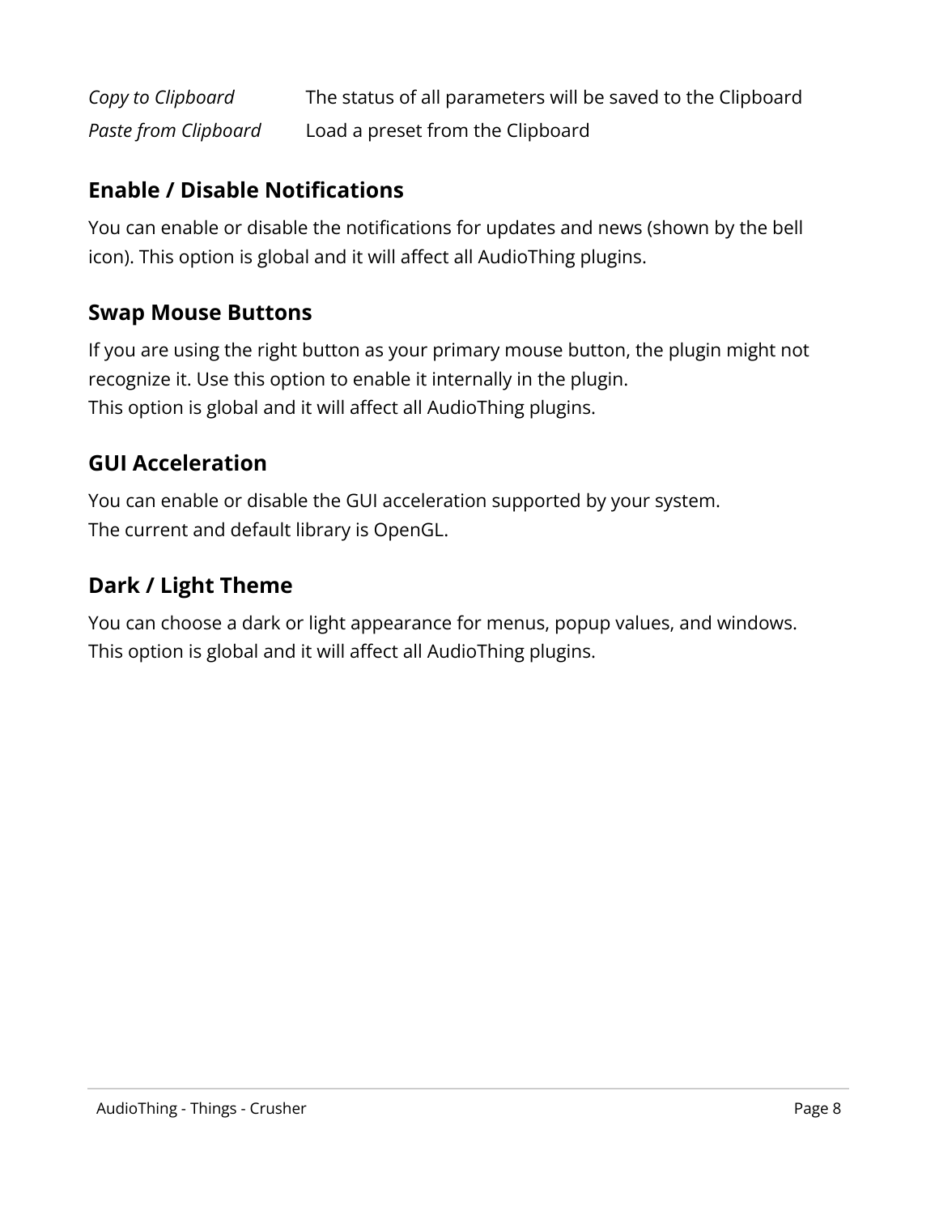| | |
|---|---|
| *Copy to Clipboard* | The status of all parameters will be saved to the Clipboard |
| *Paste from Clipboard* | Load a preset from the Clipboard |

### Enable / Disable Notifications

You can enable or disable the notifications for updates and news (shown by the bell icon). This option is global and it will affect all AudioThing plugins.

### Swap Mouse Buttons

If you are using the right button as your primary mouse button, the plugin might not recognize it. Use this option to enable it internally in the plugin.
This option is global and it will affect all AudioThing plugins.

### GUI Acceleration

You can enable or disable the GUI acceleration supported by your system.
The current and default library is OpenGL.

### Dark / Light Theme

You can choose a dark or light appearance for menus, popup values, and windows.
This option is global and it will affect all AudioThing plugins.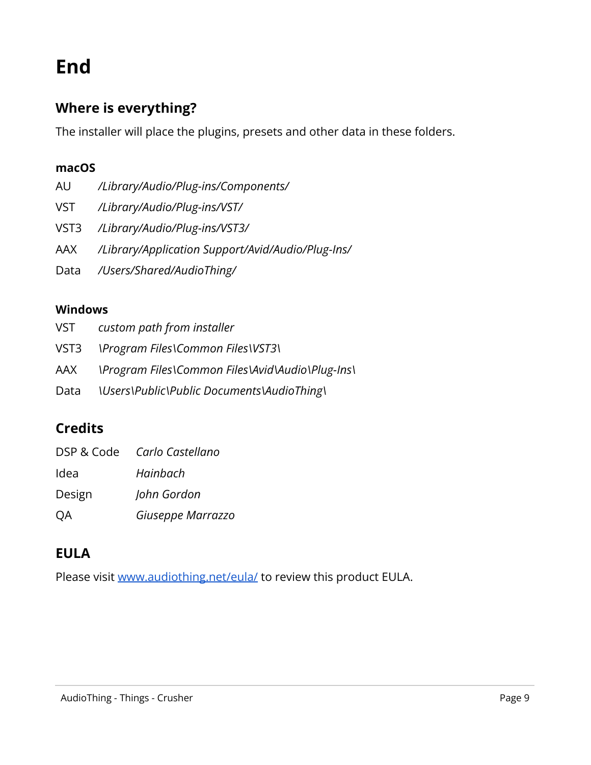# End

## Where is everything?

The installer will place the plugins, presets and other data in these folders.

### macOS

| | |
|---|---|
| AU | */Library/Audio/Plug-ins/Components/* |
| VST | */Library/Audio/Plug-ins/VST/* |
| VST3 | */Library/Audio/Plug-ins/VST3/* |
| AAX | */Library/Application Support/Avid/Audio/Plug-Ins/* |
| Data | */Users/Shared/AudioThing/* |

### Windows

| | |
|---|---|
| VST | *custom path from installer* |
| VST3 | *\Program Files\Common Files\VST3\* |
| AAX | *\Program Files\Common Files\Avid\Audio\Plug-Ins\* |
| Data | *\Users\Public\Public Documents\AudioThing\* |

## Credits

| | |
|---|---|
| DSP & Code | *Carlo Castellano* |
| Idea | *Hainbach* |
| Design | *John Gordon* |
| QA | *Giuseppe Marrazzo* |

## EULA

Please visit [www.audiothing.net/eula/](http://www.audiothing.net/eula/) to review this product EULA.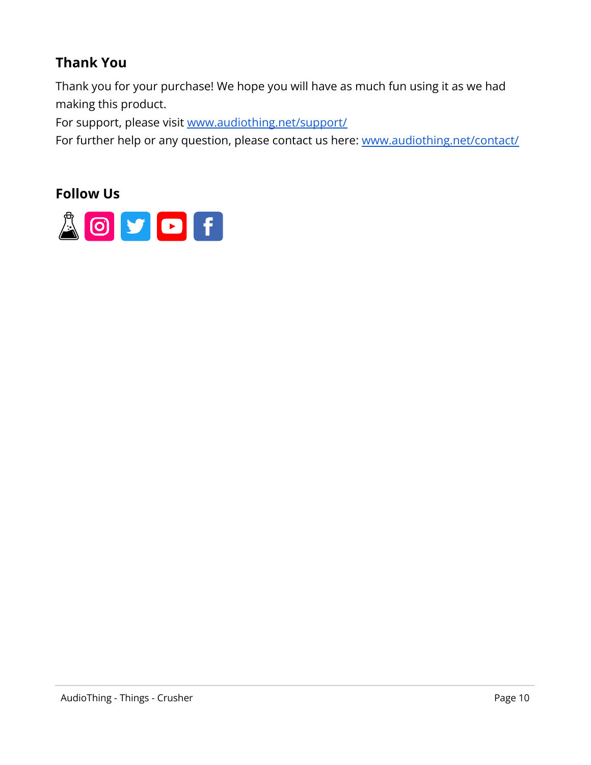## Thank You

Thank you for your purchase! We hope you will have as much fun using it as we had making this product.
For support, please visit [www.audiothing.net/support/](www.audiothing.net/support/)
For further help or any question, please contact us here: [www.audiothing.net/contact/](www.audiothing.net/contact/)

## Follow Us